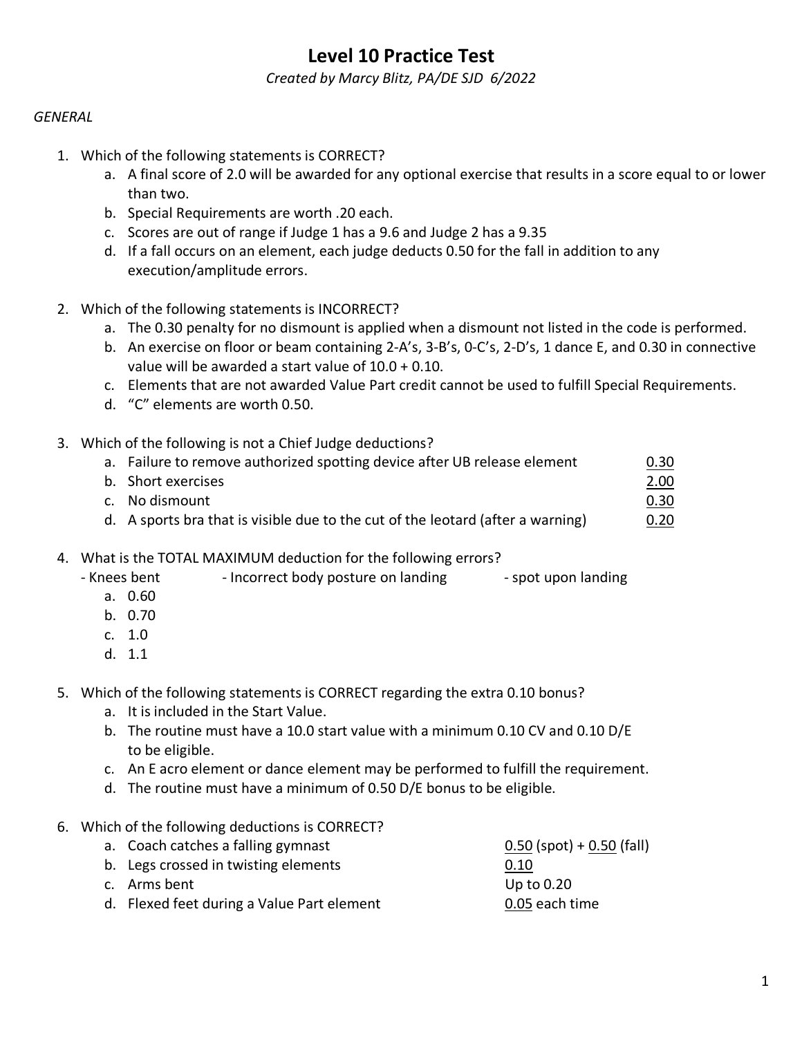# Level 10 Practice Test

*Created by Marcy Blitz, PA/DE SJD 6/2022*

*GENERAL*

1. Which of the following statements is CORRECT?
   a. A final score of 2.0 will be awarded for any optional exercise that results in a score equal to or lower than two.
   b. Special Requirements are worth .20 each.
   c. Scores are out of range if Judge 1 has a 9.6 and Judge 2 has a 9.35
   d. If a fall occurs on an element, each judge deducts 0.50 for the fall in addition to any execution/amplitude errors.

2. Which of the following statements is INCORRECT?
   a. The 0.30 penalty for no dismount is applied when a dismount not listed in the code is performed.
   b. An exercise on floor or beam containing 2-A's, 3-B's, 0-C's, 2-D's, 1 dance E, and 0.30 in connective value will be awarded a start value of 10.0 + 0.10.
   c. Elements that are not awarded Value Part credit cannot be used to fulfill Special Requirements.
   d. "C" elements are worth 0.50.

3. Which of the following is not a Chief Judge deductions?
   a. Failure to remove authorized spotting device after UB release element — <u>0.30</u>
   b. Short exercises — <u>2.00</u>
   c. No dismount — <u>0.30</u>
   d. A sports bra that is visible due to the cut of the leotard (after a warning) — <u>0.20</u>

4. What is the TOTAL MAXIMUM deduction for the following errors?
   - Knees bent - Incorrect body posture on landing - spot upon landing

   a. 0.60
   b. 0.70
   c. 1.0
   d. 1.1

5. Which of the following statements is CORRECT regarding the extra 0.10 bonus?
   a. It is included in the Start Value.
   b. The routine must have a 10.0 start value with a minimum 0.10 CV and 0.10 D/E to be eligible.
   c. An E acro element or dance element may be performed to fulfill the requirement.
   d. The routine must have a minimum of 0.50 D/E bonus to be eligible.

6. Which of the following deductions is CORRECT?
   a. Coach catches a falling gymnast — <u>0.50</u> (spot) + <u>0.50</u> (fall)
   b. Legs crossed in twisting elements — <u>0.10</u>
   c. Arms bent — Up to 0.20
   d. Flexed feet during a Value Part element — <u>0.05</u> each time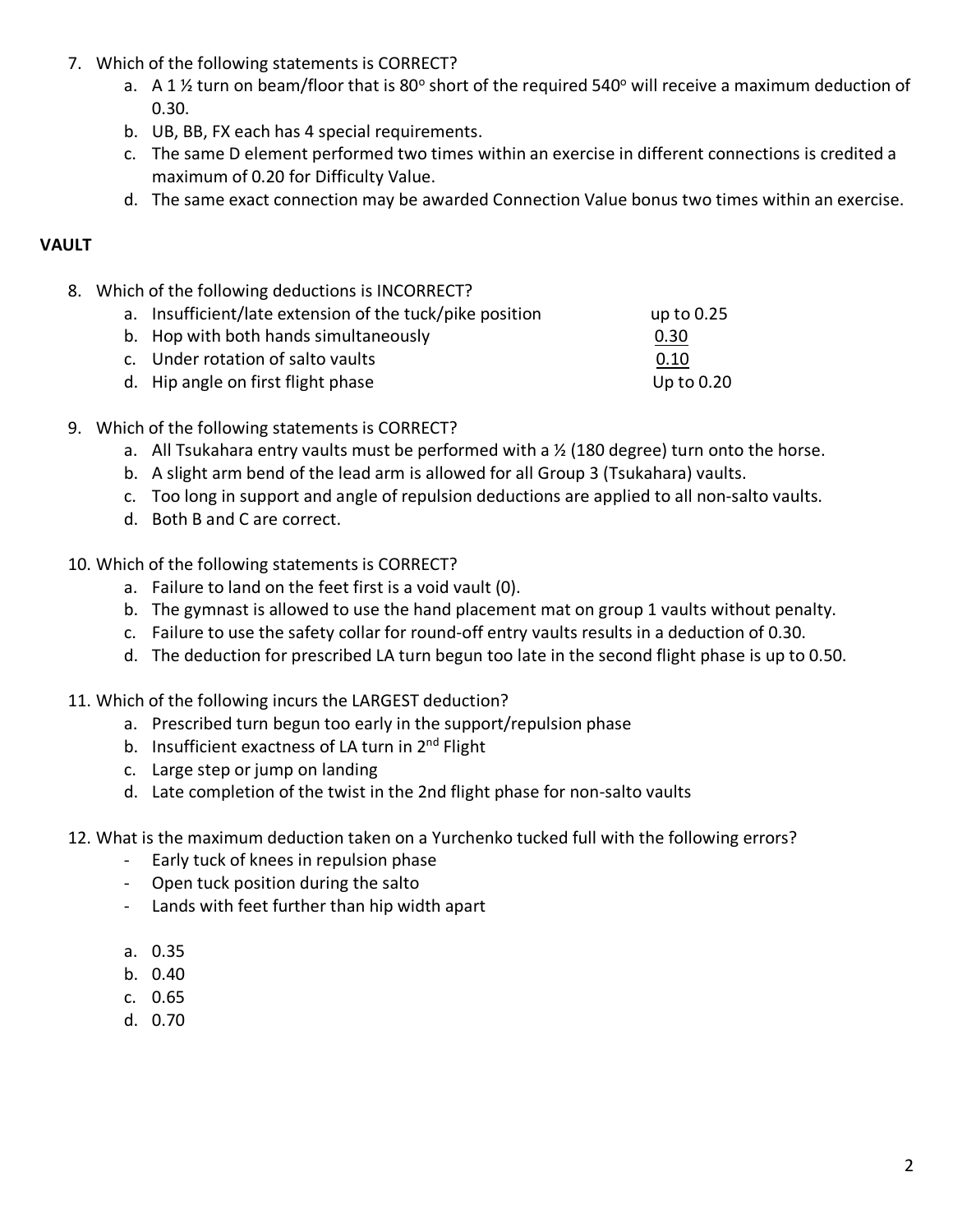7. Which of the following statements is CORRECT?
    a. A 1 ½ turn on beam/floor that is 80° short of the required 540° will receive a maximum deduction of 0.30.
    b. UB, BB, FX each has 4 special requirements.
    c. The same D element performed two times within an exercise in different connections is credited a maximum of 0.20 for Difficulty Value.
    d. The same exact connection may be awarded Connection Value bonus two times within an exercise.

**VAULT**

8. Which of the following deductions is INCORRECT?
    a. Insufficient/late extension of the tuck/pike position up to 0.25
    b. Hop with both hands simultaneously 0.30
    c. Under rotation of salto vaults 0.10
    d. Hip angle on first flight phase Up to 0.20

9. Which of the following statements is CORRECT?
    a. All Tsukahara entry vaults must be performed with a ½ (180 degree) turn onto the horse.
    b. A slight arm bend of the lead arm is allowed for all Group 3 (Tsukahara) vaults.
    c. Too long in support and angle of repulsion deductions are applied to all non-salto vaults.
    d. Both B and C are correct.

10. Which of the following statements is CORRECT?
    a. Failure to land on the feet first is a void vault (0).
    b. The gymnast is allowed to use the hand placement mat on group 1 vaults without penalty.
    c. Failure to use the safety collar for round-off entry vaults results in a deduction of 0.30.
    d. The deduction for prescribed LA turn begun too late in the second flight phase is up to 0.50.

11. Which of the following incurs the LARGEST deduction?
    a. Prescribed turn begun too early in the support/repulsion phase
    b. Insufficient exactness of LA turn in 2nd Flight
    c. Large step or jump on landing
    d. Late completion of the twist in the 2nd flight phase for non-salto vaults

12. What is the maximum deduction taken on a Yurchenko tucked full with the following errors?
    - Early tuck of knees in repulsion phase
    - Open tuck position during the salto
    - Lands with feet further than hip width apart

    a. 0.35
    b. 0.40
    c. 0.65
    d. 0.70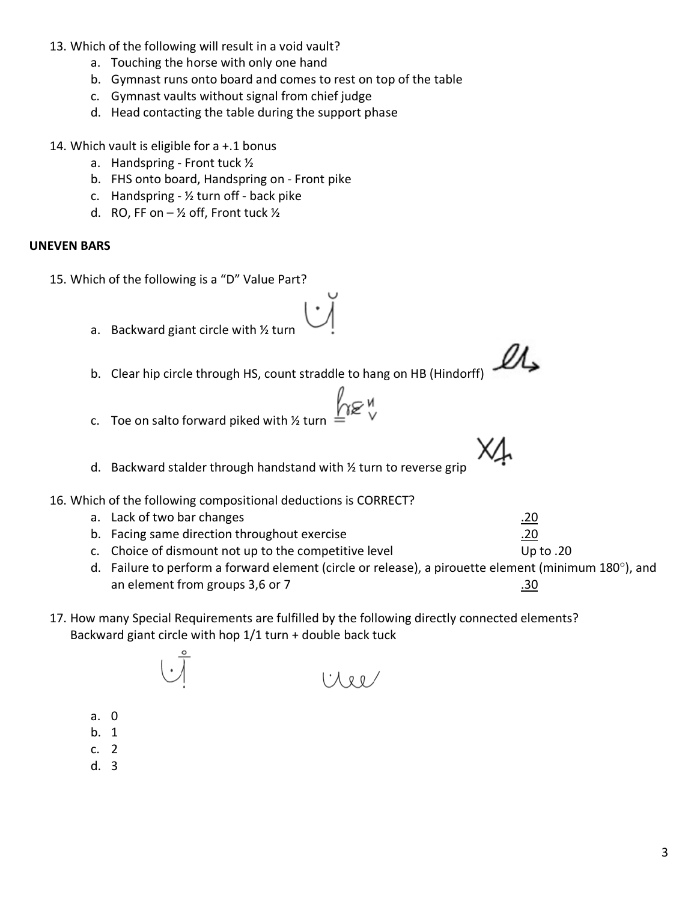13. Which of the following will result in a void vault?
    a. Touching the horse with only one hand
    b. Gymnast runs onto board and comes to rest on top of the table
    c. Gymnast vaults without signal from chief judge
    d. Head contacting the table during the support phase

14. Which vault is eligible for a +.1 bonus
    a. Handspring - Front tuck ½
    b. FHS onto board, Handspring on - Front pike
    c. Handspring - ½ turn off - back pike
    d. RO, FF on – ½ off, Front tuck ½

**UNEVEN BARS**

15. Which of the following is a "D" Value Part?
    a. Backward giant circle with ½ turn
    b. Clear hip circle through HS, count straddle to hang on HB (Hindorff)
    c. Toe on salto forward piked with ½ turn
    d. Backward stalder through handstand with ½ turn to reverse grip

16. Which of the following compositional deductions is CORRECT?

| | | |
|---|---|---|
| a. | Lack of two bar changes | .20 |
| b. | Facing same direction throughout exercise | .20 |
| c. | Choice of dismount not up to the competitive level | Up to .20 |
| d. | Failure to perform a forward element (circle or release), a pirouette element (minimum 180°), and an element from groups 3,6 or 7 | .30 |

17. How many Special Requirements are fulfilled by the following directly connected elements?
    Backward giant circle with hop 1/1 turn + double back tuck
    a. 0
    b. 1
    c. 2
    d. 3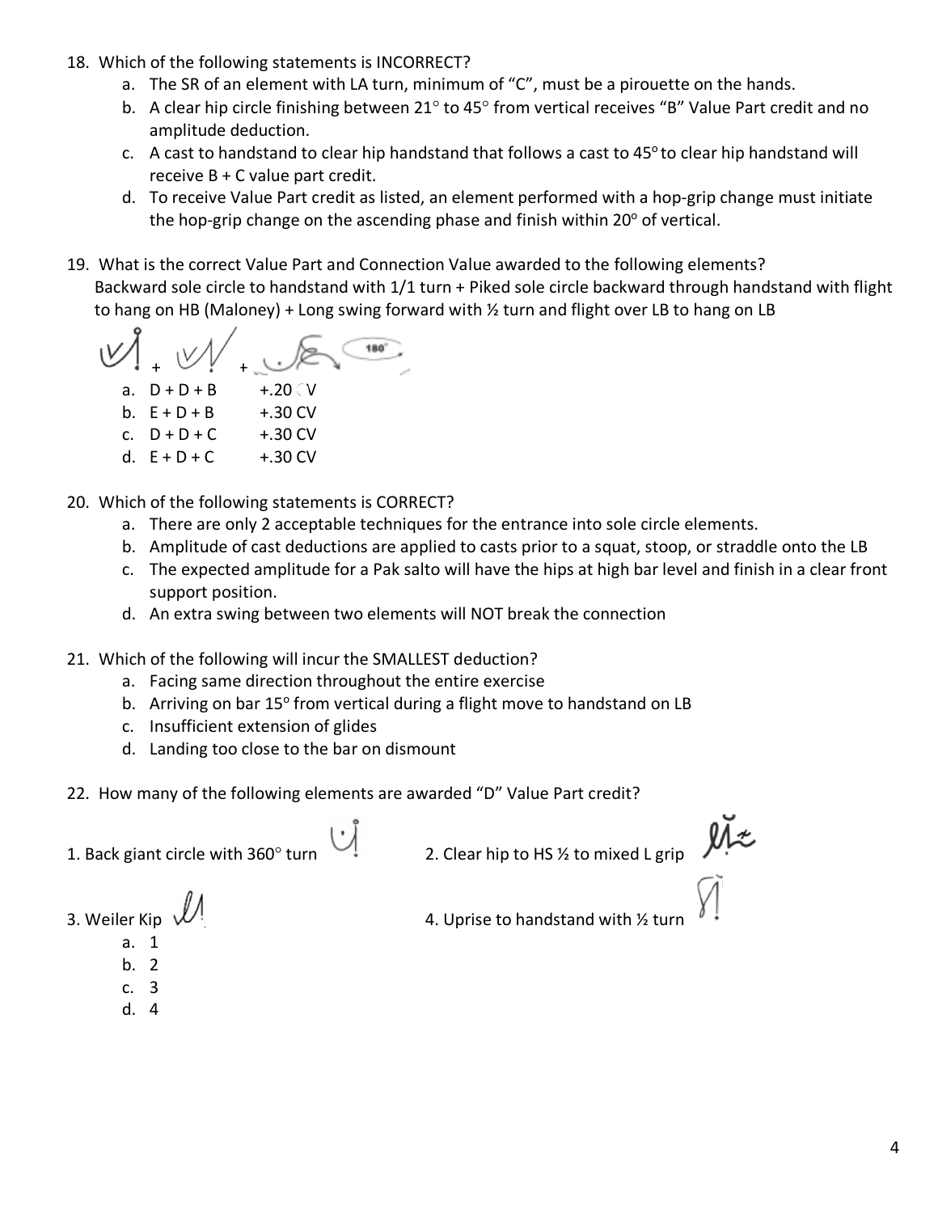18. Which of the following statements is INCORRECT?
    a. The SR of an element with LA turn, minimum of "C", must be a pirouette on the hands.
    b. A clear hip circle finishing between 21° to 45° from vertical receives "B" Value Part credit and no amplitude deduction.
    c. A cast to handstand to clear hip handstand that follows a cast to 45° to clear hip handstand will receive B + C value part credit.
    d. To receive Value Part credit as listed, an element performed with a hop-grip change must initiate the hop-grip change on the ascending phase and finish within 20° of vertical.

19. What is the correct Value Part and Connection Value awarded to the following elements?
    Backward sole circle to handstand with 1/1 turn + Piked sole circle backward through handstand with flight to hang on HB (Maloney) + Long swing forward with ½ turn and flight over LB to hang on LB

    a. D + D + B  +.20 CV
    b. E + D + B  +.30 CV
    c. D + D + C  +.30 CV
    d. E + D + C  +.30 CV

20. Which of the following statements is CORRECT?
    a. There are only 2 acceptable techniques for the entrance into sole circle elements.
    b. Amplitude of cast deductions are applied to casts prior to a squat, stoop, or straddle onto the LB
    c. The expected amplitude for a Pak salto will have the hips at high bar level and finish in a clear front support position.
    d. An extra swing between two elements will NOT break the connection

21. Which of the following will incur the SMALLEST deduction?
    a. Facing same direction throughout the entire exercise
    b. Arriving on bar 15° from vertical during a flight move to handstand on LB
    c. Insufficient extension of glides
    d. Landing too close to the bar on dismount

22. How many of the following elements are awarded "D" Value Part credit?

1. Back giant circle with 360° turn

2. Clear hip to HS ½ to mixed L grip

3. Weiler Kip

4. Uprise to handstand with ½ turn

    a. 1
    b. 2
    c. 3
    d. 4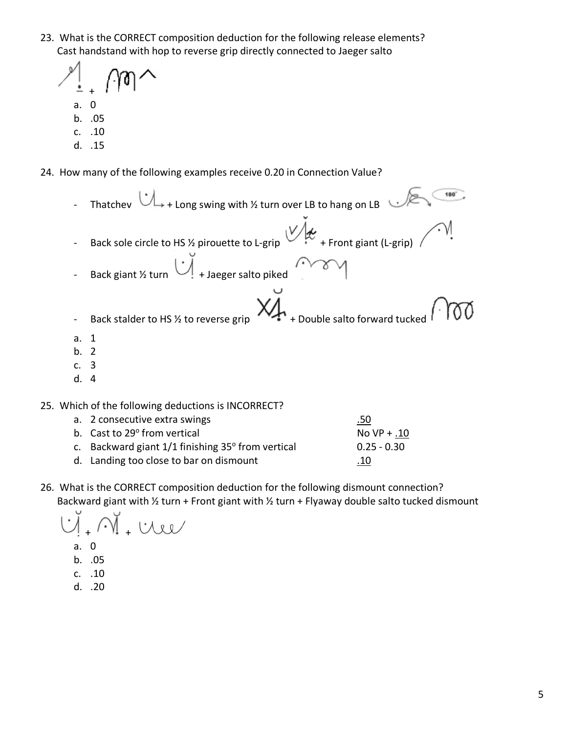23. What is the CORRECT composition deduction for the following release elements?
    Cast handstand with hop to reverse grip directly connected to Jaeger salto

    a. 0
    b. .05
    c. .10
    d. .15

24. How many of the following examples receive 0.20 in Connection Value?

    - Thatchev + Long swing with ½ turn over LB to hang on LB
    - Back sole circle to HS ½ pirouette to L-grip + Front giant (L-grip)
    - Back giant ½ turn + Jaeger salto piked
    - Back stalder to HS ½ to reverse grip + Double salto forward tucked

    a. 1
    b. 2
    c. 3
    d. 4

25. Which of the following deductions is INCORRECT?

    | | | |
    |---|---|---|
    | a. | 2 consecutive extra swings | .50 |
    | b. | Cast to 29° from vertical | No VP + .10 |
    | c. | Backward giant 1/1 finishing 35° from vertical | 0.25 - 0.30 |
    | d. | Landing too close to bar on dismount | .10 |

26. What is the CORRECT composition deduction for the following dismount connection?
    Backward giant with ½ turn + Front giant with ½ turn + Flyaway double salto tucked dismount

    a. 0
    b. .05
    c. .10
    d. .20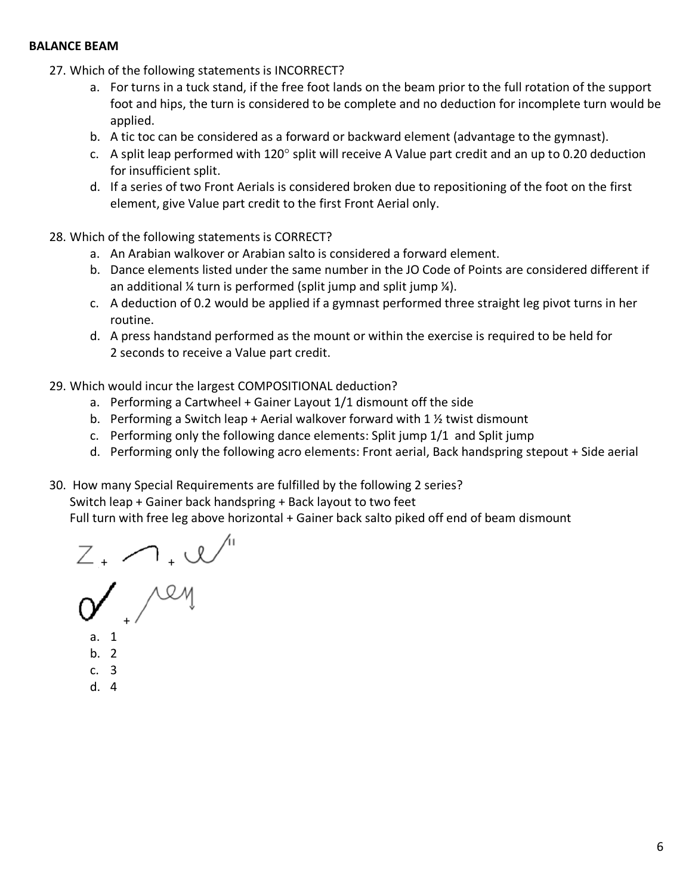**BALANCE BEAM**

27. Which of the following statements is INCORRECT?
    a. For turns in a tuck stand, if the free foot lands on the beam prior to the full rotation of the support foot and hips, the turn is considered to be complete and no deduction for incomplete turn would be applied.
    b. A tic toc can be considered as a forward or backward element (advantage to the gymnast).
    c. A split leap performed with 120° split will receive A Value part credit and an up to 0.20 deduction for insufficient split.
    d. If a series of two Front Aerials is considered broken due to repositioning of the foot on the first element, give Value part credit to the first Front Aerial only.

28. Which of the following statements is CORRECT?
    a. An Arabian walkover or Arabian salto is considered a forward element.
    b. Dance elements listed under the same number in the JO Code of Points are considered different if an additional ¼ turn is performed (split jump and split jump ¼).
    c. A deduction of 0.2 would be applied if a gymnast performed three straight leg pivot turns in her routine.
    d. A press handstand performed as the mount or within the exercise is required to be held for 2 seconds to receive a Value part credit.

29. Which would incur the largest COMPOSITIONAL deduction?
    a. Performing a Cartwheel + Gainer Layout 1/1 dismount off the side
    b. Performing a Switch leap + Aerial walkover forward with 1 ½ twist dismount
    c. Performing only the following dance elements: Split jump 1/1 and Split jump
    d. Performing only the following acro elements: Front aerial, Back handspring stepout + Side aerial

30. How many Special Requirements are fulfilled by the following 2 series?
    Switch leap + Gainer back handspring + Back layout to two feet
    Full turn with free leg above horizontal + Gainer back salto piked off end of beam dismount

    Z + ⌒ + ℓ/ᴵᴵ
    ♂ + /ℓɥ

    a. 1
    b. 2
    c. 3
    d. 4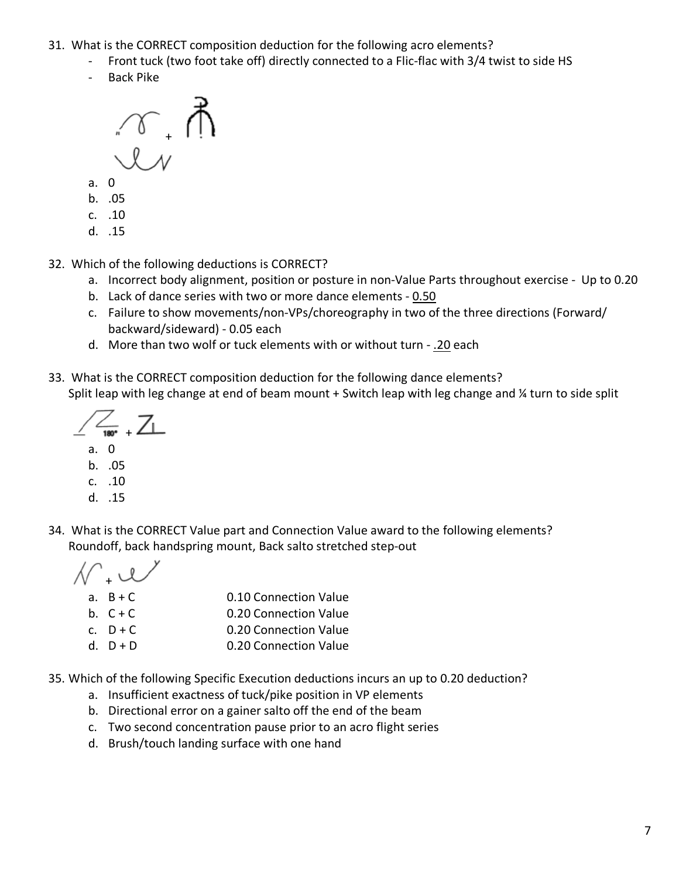31. What is the CORRECT composition deduction for the following acro elements?
    - Front tuck (two foot take off) directly connected to a Flic-flac with 3/4 twist to side HS
    - Back Pike

    a. 0
    b. .05
    c. .10
    d. .15

32. Which of the following deductions is CORRECT?
    a. Incorrect body alignment, position or posture in non-Value Parts throughout exercise - Up to 0.20
    b. Lack of dance series with two or more dance elements - 0.50
    c. Failure to show movements/non-VPs/choreography in two of the three directions (Forward/ backward/sideward) - 0.05 each
    d. More than two wolf or tuck elements with or without turn - .20 each

33. What is the CORRECT composition deduction for the following dance elements?
    Split leap with leg change at end of beam mount + Switch leap with leg change and ¼ turn to side split

    a. 0
    b. .05
    c. .10
    d. .15

34. What is the CORRECT Value part and Connection Value award to the following elements?
    Roundoff, back handspring mount, Back salto stretched step-out

    a. B + C — 0.10 Connection Value
    b. C + C — 0.20 Connection Value
    c. D + C — 0.20 Connection Value
    d. D + D — 0.20 Connection Value

35. Which of the following Specific Execution deductions incurs an up to 0.20 deduction?
    a. Insufficient exactness of tuck/pike position in VP elements
    b. Directional error on a gainer salto off the end of the beam
    c. Two second concentration pause prior to an acro flight series
    d. Brush/touch landing surface with one hand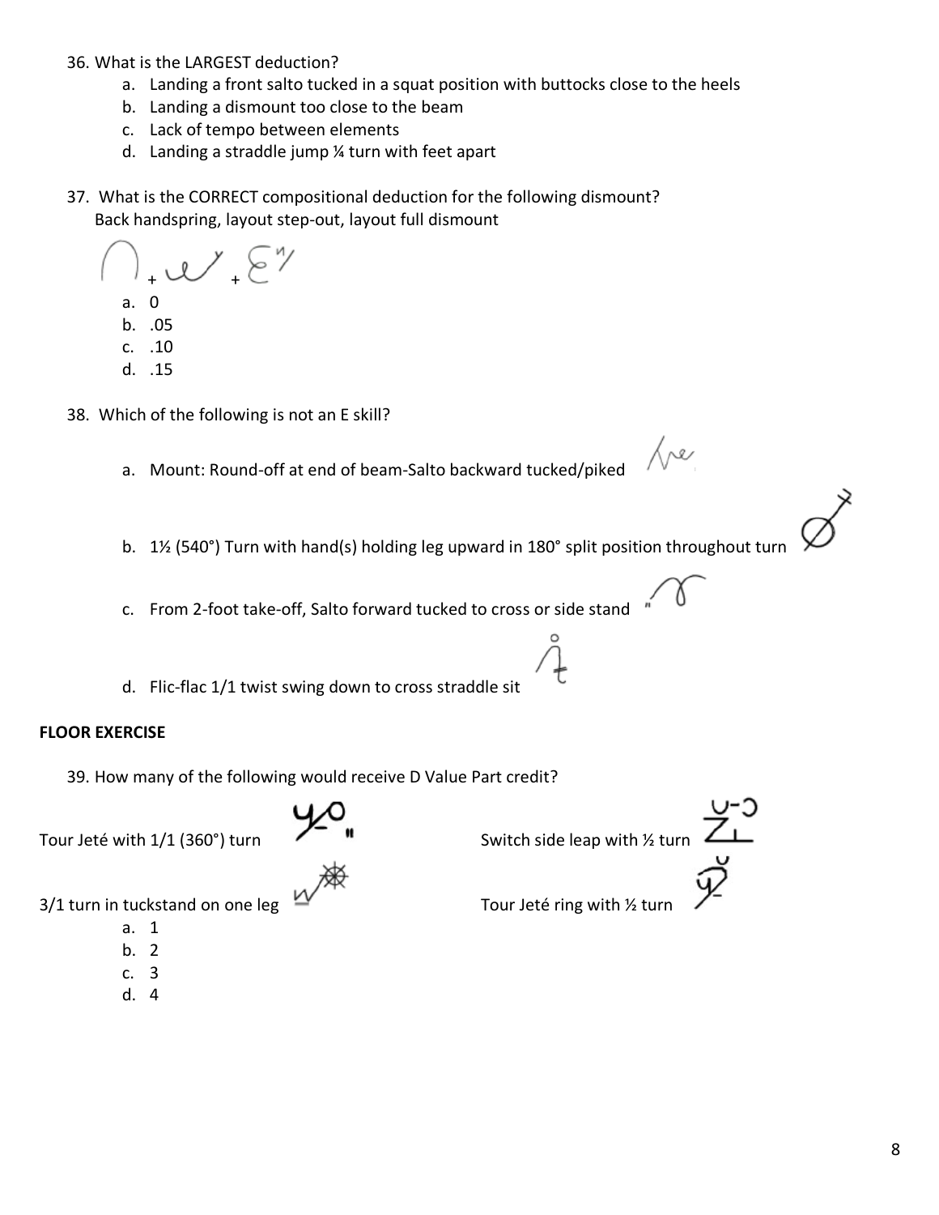36. What is the LARGEST deduction?
    a. Landing a front salto tucked in a squat position with buttocks close to the heels
    b. Landing a dismount too close to the beam
    c. Lack of tempo between elements
    d. Landing a straddle jump ¼ turn with feet apart

37. What is the CORRECT compositional deduction for the following dismount?
    Back handspring, layout step-out, layout full dismount
    a. 0
    b. .05
    c. .10
    d. .15

38. Which of the following is not an E skill?
    a. Mount: Round-off at end of beam-Salto backward tucked/piked
    b. 1½ (540°) Turn with hand(s) holding leg upward in 180° split position throughout turn
    c. From 2-foot take-off, Salto forward tucked to cross or side stand
    d. Flic-flac 1/1 twist swing down to cross straddle sit

**FLOOR EXERCISE**

39. How many of the following would receive D Value Part credit?

Tour Jeté with 1/1 (360°) turn

Switch side leap with ½ turn

3/1 turn in tuckstand on one leg

Tour Jeté ring with ½ turn

    a. 1
    b. 2
    c. 3
    d. 4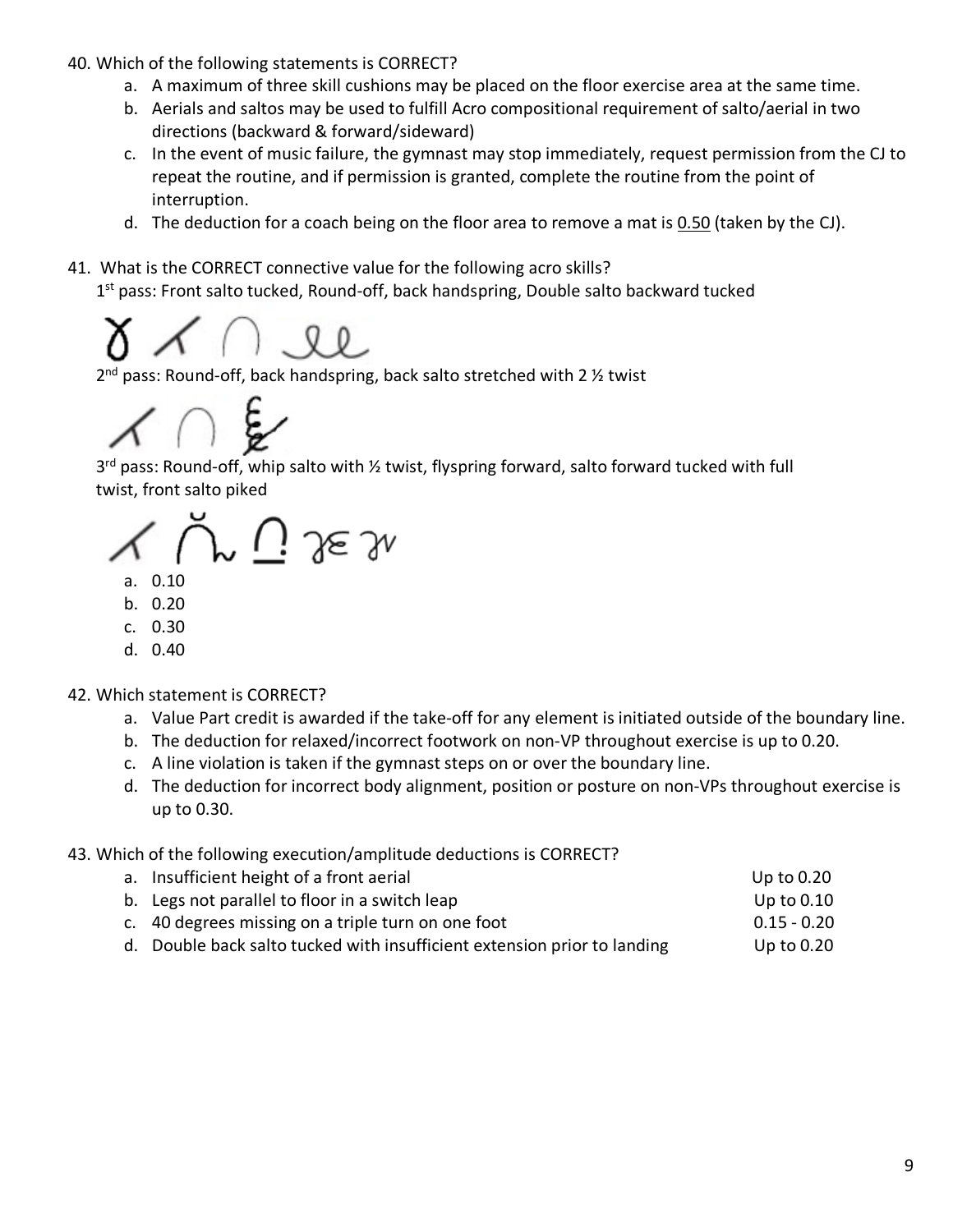40. Which of the following statements is CORRECT?
    a. A maximum of three skill cushions may be placed on the floor exercise area at the same time.
    b. Aerials and saltos may be used to fulfill Acro compositional requirement of salto/aerial in two directions (backward & forward/sideward)
    c. In the event of music failure, the gymnast may stop immediately, request permission from the CJ to repeat the routine, and if permission is granted, complete the routine from the point of interruption.
    d. The deduction for a coach being on the floor area to remove a mat is <u>0.50</u> (taken by the CJ).

41. What is the CORRECT connective value for the following acro skills?
    1st pass: Front salto tucked, Round-off, back handspring, Double salto backward tucked

    2nd pass: Round-off, back handspring, back salto stretched with 2 ½ twist

    3rd pass: Round-off, whip salto with ½ twist, flyspring forward, salto forward tucked with full twist, front salto piked

    a. 0.10
    b. 0.20
    c. 0.30
    d. 0.40

42. Which statement is CORRECT?
    a. Value Part credit is awarded if the take-off for any element is initiated outside of the boundary line.
    b. The deduction for relaxed/incorrect footwork on non-VP throughout exercise is up to 0.20.
    c. A line violation is taken if the gymnast steps on or over the boundary line.
    d. The deduction for incorrect body alignment, position or posture on non-VPs throughout exercise is up to 0.30.

43. Which of the following execution/amplitude deductions is CORRECT?

| | |
|---|---|
| a. Insufficient height of a front aerial | Up to 0.20 |
| b. Legs not parallel to floor in a switch leap | Up to 0.10 |
| c. 40 degrees missing on a triple turn on one foot | 0.15 - 0.20 |
| d. Double back salto tucked with insufficient extension prior to landing | Up to 0.20 |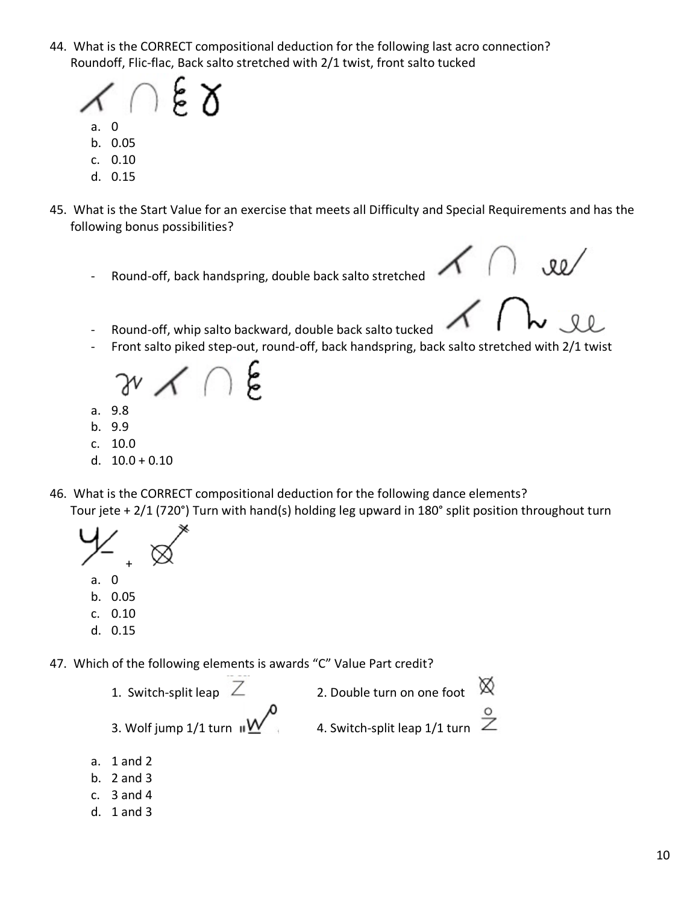44. What is the CORRECT compositional deduction for the following last acro connection?
    Roundoff, Flic-flac, Back salto stretched with 2/1 twist, front salto tucked

    a. 0
    b. 0.05
    c. 0.10
    d. 0.15

45. What is the Start Value for an exercise that meets all Difficulty and Special Requirements and has the following bonus possibilities?

    - Round-off, back handspring, double back salto stretched
    - Round-off, whip salto backward, double back salto tucked
    - Front salto piked step-out, round-off, back handspring, back salto stretched with 2/1 twist

    a. 9.8
    b. 9.9
    c. 10.0
    d. 10.0 + 0.10

46. What is the CORRECT compositional deduction for the following dance elements?
    Tour jete + 2/1 (720°) Turn with hand(s) holding leg upward in 180° split position throughout turn

    a. 0
    b. 0.05
    c. 0.10
    d. 0.15

47. Which of the following elements is awards "C" Value Part credit?

    1. Switch-split leap
    2. Double turn on one foot
    3. Wolf jump 1/1 turn
    4. Switch-split leap 1/1 turn

    a. 1 and 2
    b. 2 and 3
    c. 3 and 4
    d. 1 and 3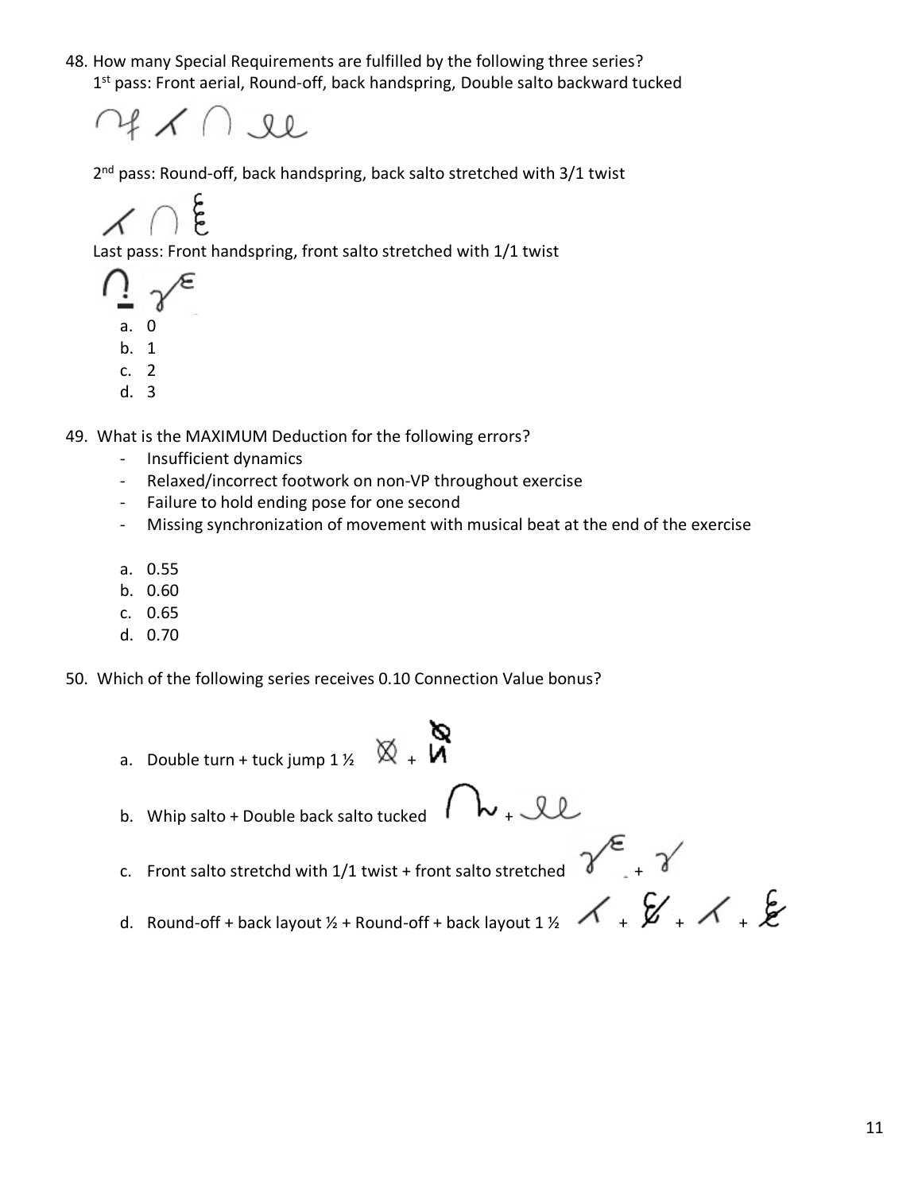48. How many Special Requirements are fulfilled by the following three series?

    1st pass: Front aerial, Round-off, back handspring, Double salto backward tucked

    2nd pass: Round-off, back handspring, back salto stretched with 3/1 twist

    Last pass: Front handspring, front salto stretched with 1/1 twist

    a. 0
    b. 1
    c. 2
    d. 3

49. What is the MAXIMUM Deduction for the following errors?
    - Insufficient dynamics
    - Relaxed/incorrect footwork on non-VP throughout exercise
    - Failure to hold ending pose for one second
    - Missing synchronization of movement with musical beat at the end of the exercise

    a. 0.55
    b. 0.60
    c. 0.65
    d. 0.70

50. Which of the following series receives 0.10 Connection Value bonus?

    a. Double turn + tuck jump 1 ½ +
    b. Whip salto + Double back salto tucked +
    c. Front salto stretchd with 1/1 twist + front salto stretched +
    d. Round-off + back layout ½ + Round-off + back layout 1 ½ + + +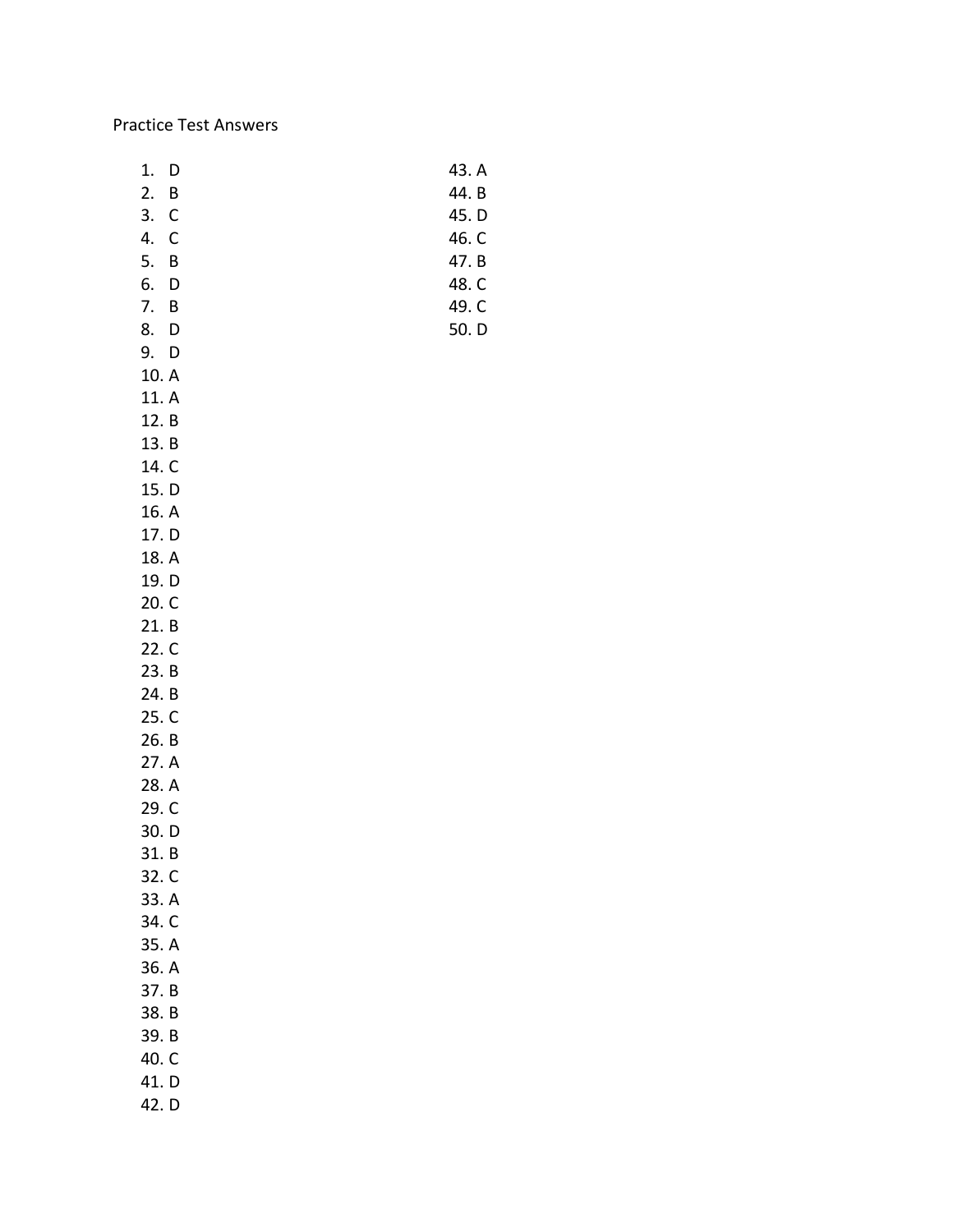Practice Test Answers

1. D
2. B
3. C
4. C
5. B
6. D
7. B
8. D
9. D
10. A
11. A
12. B
13. B
14. C
15. D
16. A
17. D
18. A
19. D
20. C
21. B
22. C
23. B
24. B
25. C
26. B
27. A
28. A
29. C
30. D
31. B
32. C
33. A
34. C
35. A
36. A
37. B
38. B
39. B
40. C
41. D
42. D
43. A
44. B
45. D
46. C
47. B
48. C
49. C
50. D